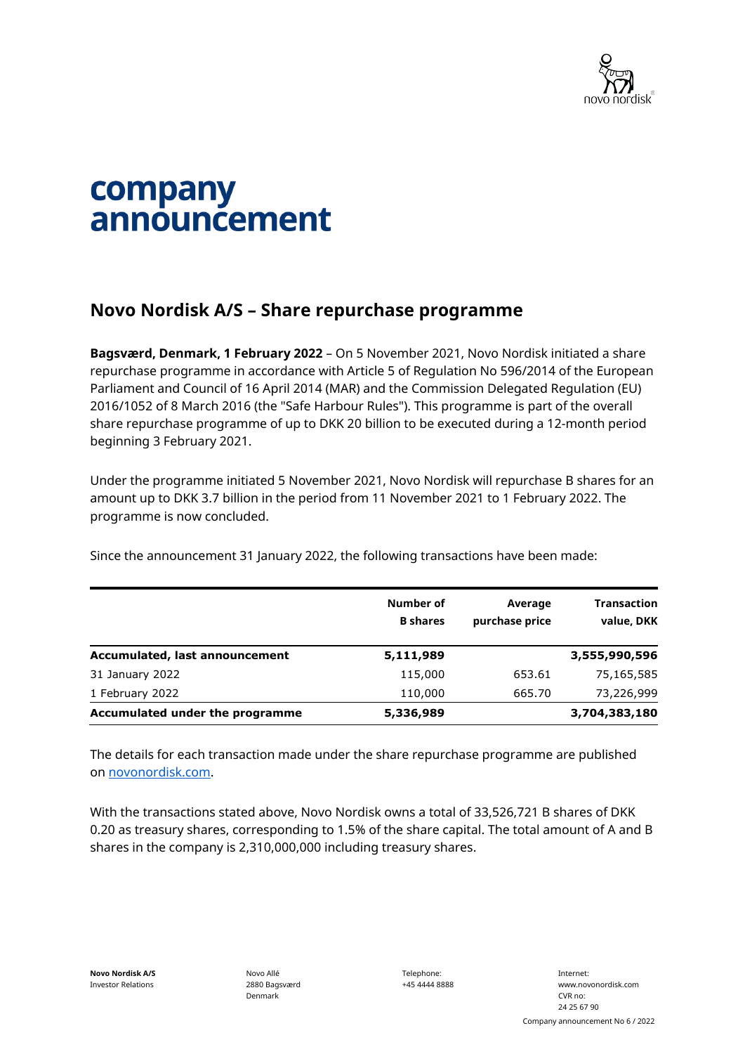# company announcement

## Novo Nordisk A/S – Share repurchase programme

**Bagsværd, Denmark, 1 February 2022** – On 5 November 2021, Novo Nordisk initiated a share repurchase programme in accordance with Article 5 of Regulation No 596/2014 of the European Parliament and Council of 16 April 2014 (MAR) and the Commission Delegated Regulation (EU) 2016/1052 of 8 March 2016 (the "Safe Harbour Rules"). This programme is part of the overall share repurchase programme of up to DKK 20 billion to be executed during a 12-month period beginning 3 February 2021.

Under the programme initiated 5 November 2021, Novo Nordisk will repurchase B shares for an amount up to DKK 3.7 billion in the period from 11 November 2021 to 1 February 2022. The programme is now concluded.

Since the announcement 31 January 2022, the following transactions have been made:

| | Number of B shares | Average purchase price | Transaction value, DKK |
|---|---|---|---|
| **Accumulated, last announcement** | **5,111,989** | | **3,555,990,596** |
| 31 January 2022 | 115,000 | 653.61 | 75,165,585 |
| 1 February 2022 | 110,000 | 665.70 | 73,226,999 |
| **Accumulated under the programme** | **5,336,989** | | **3,704,383,180** |

The details for each transaction made under the share repurchase programme are published on novonordisk.com.

With the transactions stated above, Novo Nordisk owns a total of 33,526,721 B shares of DKK 0.20 as treasury shares, corresponding to 1.5% of the share capital. The total amount of A and B shares in the company is 2,310,000,000 including treasury shares.

**Novo Nordisk A/S**
Investor Relations

Novo Allé
2880 Bagsværd
Denmark

Telephone:
+45 4444 8888

Internet:
www.novonordisk.com
CVR no:
24 25 67 90

Company announcement No 6 / 2022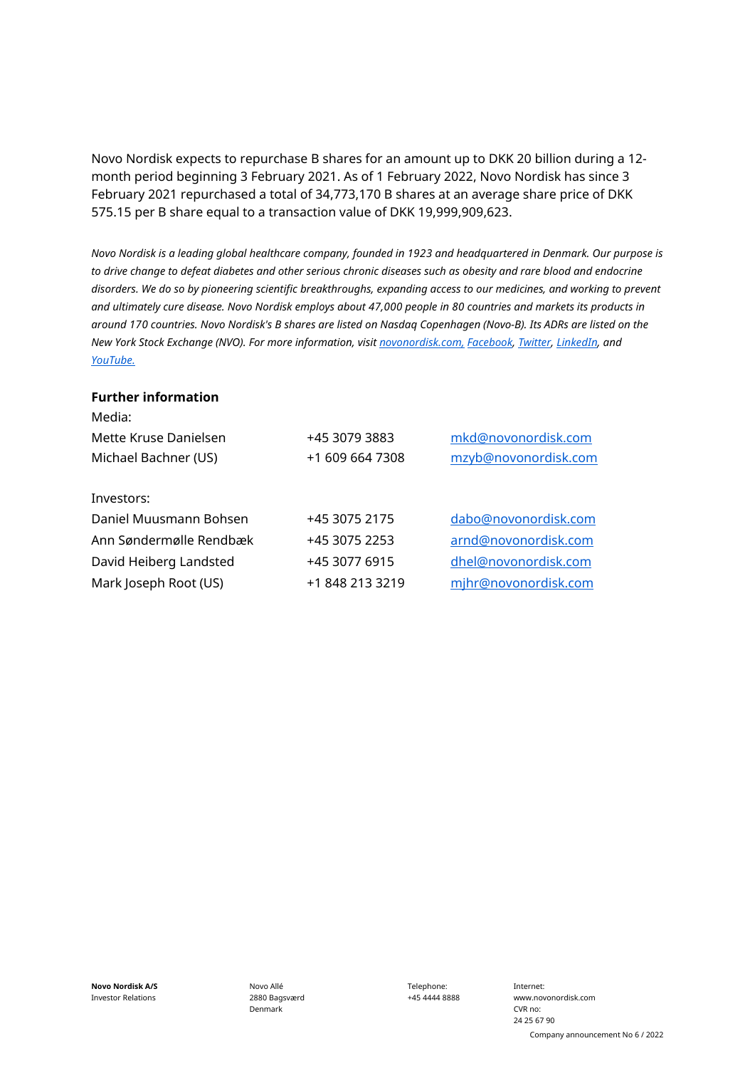Novo Nordisk expects to repurchase B shares for an amount up to DKK 20 billion during a 12-month period beginning 3 February 2021. As of 1 February 2022, Novo Nordisk has since 3 February 2021 repurchased a total of 34,773,170 B shares at an average share price of DKK 575.15 per B share equal to a transaction value of DKK 19,999,909,623.

*Novo Nordisk is a leading global healthcare company, founded in 1923 and headquartered in Denmark. Our purpose is to drive change to defeat diabetes and other serious chronic diseases such as obesity and rare blood and endocrine disorders. We do so by pioneering scientific breakthroughs, expanding access to our medicines, and working to prevent and ultimately cure disease. Novo Nordisk employs about 47,000 people in 80 countries and markets its products in around 170 countries. Novo Nordisk's B shares are listed on Nasdaq Copenhagen (Novo-B). Its ADRs are listed on the New York Stock Exchange (NVO). For more information, visit novonordisk.com, Facebook, Twitter, LinkedIn, and YouTube.*

**Further information**

Media:

| | | |
|---|---|---|
| Mette Kruse Danielsen | +45 3079 3883 | mkd@novonordisk.com |
| Michael Bachner (US) | +1 609 664 7308 | mzyb@novonordisk.com |

Investors:

| | | |
|---|---|---|
| Daniel Muusmann Bohsen | +45 3075 2175 | dabo@novonordisk.com |
| Ann Søndermølle Rendbæk | +45 3075 2253 | arnd@novonordisk.com |
| David Heiberg Landsted | +45 3077 6915 | dhel@novonordisk.com |
| Mark Joseph Root (US) | +1 848 213 3219 | mjhr@novonordisk.com |

**Novo Nordisk A/S**
Investor Relations

Novo Allé
2880 Bagsværd
Denmark

Telephone:
+45 4444 8888

Internet:
www.novonordisk.com
CVR no:
24 25 67 90

Company announcement No 6 / 2022